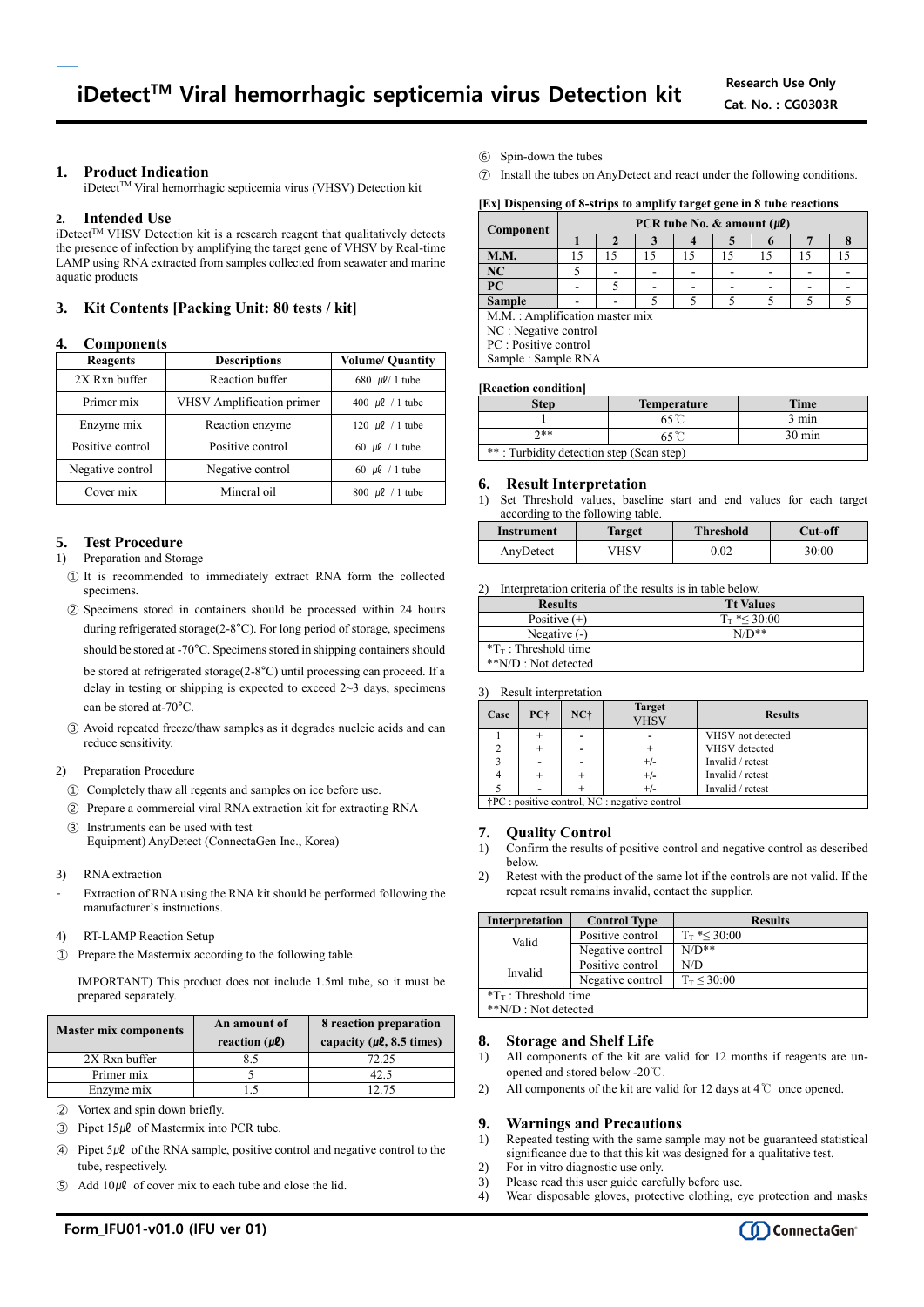# iDetect[TM] Viral hemorrhagic septicemia virus Detection kit

Research Use Only
Cat. No. : CG0303R

## 1. Product Indication

iDetect[TM] Viral hemorrhagic septicemia virus (VHSV) Detection kit

## 2. Intended Use

iDetect[TM] VHSV Detection kit is a research reagent that qualitatively detects the presence of infection by amplifying the target gene of VHSV by Real-time LAMP using RNA extracted from samples collected from seawater and marine aquatic products

## 3. Kit Contents [Packing Unit: 80 tests / kit]

## 4. Components

| Reagents | Descriptions | Volume/ Quantity |
|---|---|---|
| 2X Rxn buffer | Reaction buffer | 680 ㎕/ 1 tube |
| Primer mix | VHSV Amplification primer | 400 ㎕ / 1 tube |
| Enzyme mix | Reaction enzyme | 120 ㎕ / 1 tube |
| Positive control | Positive control | 60 ㎕ / 1 tube |
| Negative control | Negative control | 60 ㎕ / 1 tube |
| Cover mix | Mineral oil | 800 ㎕ / 1 tube |

## 5. Test Procedure

1) Preparation and Storage

① It is recommended to immediately extract RNA form the collected specimens.

② Specimens stored in containers should be processed within 24 hours during refrigerated storage(2-8°C). For long period of storage, specimens should be stored at -70°C. Specimens stored in shipping containers should be stored at refrigerated storage(2-8°C) until processing can proceed. If a delay in testing or shipping is expected to exceed 2~3 days, specimens can be stored at-70°C.

③ Avoid repeated freeze/thaw samples as it degrades nucleic acids and can reduce sensitivity.

2) Preparation Procedure

① Completely thaw all regents and samples on ice before use.

② Prepare a commercial viral RNA extraction kit for extracting RNA

③ Instruments can be used with test
Equipment) AnyDetect (ConnectaGen Inc., Korea)

3) RNA extraction

- Extraction of RNA using the RNA kit should be performed following the manufacturer's instructions.

4) RT-LAMP Reaction Setup

① Prepare the Mastermix according to the following table.

IMPORTANT) This product does not include 1.5ml tube, so it must be prepared separately.

| Master mix components | An amount of reaction (㎕) | 8 reaction preparation capacity (㎕, 8.5 times) |
|---|---|---|
| 2X Rxn buffer | 8.5 | 72.25 |
| Primer mix | 5 | 42.5 |
| Enzyme mix | 1.5 | 12.75 |

② Vortex and spin down briefly.

③ Pipet 15㎕ of Mastermix into PCR tube.

④ Pipet 5㎕ of the RNA sample, positive control and negative control to the tube, respectively.

⑤ Add 10㎕ of cover mix to each tube and close the lid.

⑥ Spin-down the tubes

⑦ Install the tubes on AnyDetect and react under the following conditions.

**[Ex] Dispensing of 8-strips to amplify target gene in 8 tube reactions**

| Component | PCR tube No. & amount (㎕) | | | | | | | |
|---|---|---|---|---|---|---|---|---|
| | 1 | 2 | 3 | 4 | 5 | 6 | 7 | 8 |
| M.M. | 15 | 15 | 15 | 15 | 15 | 15 | 15 | 15 |
| NC | 5 | - | - | - | - | - | - | - |
| PC | - | 5 | - | - | - | - | - | - |
| Sample | - | - | 5 | 5 | 5 | 5 | 5 | 5 |

M.M. : Amplification master mix
NC : Negative control
PC : Positive control
Sample : Sample RNA

**[Reaction condition]**

| Step | Temperature | Time |
|---|---|---|
| 1 | 65℃ | 3 min |
| 2** | 65℃ | 30 min |

** : Turbidity detection step (Scan step)

## 6. Result Interpretation

1) Set Threshold values, baseline start and end values for each target according to the following table.

| Instrument | Target | Threshold | Cut-off |
|---|---|---|---|
| AnyDetect | VHSV | 0.02 | 30:00 |

2) Interpretation criteria of the results is in table below.

| Results | Tt Values |
|---|---|
| Positive (+) | $T_T$ *≤ 30:00 |
| Negative (-) | N/D** |

*$T_T$ : Threshold time
**N/D : Not detected

3) Result interpretation

| Case | PC† | NC† | Target VHSV | Results |
|---|---|---|---|---|
| 1 | + | - | - | VHSV not detected |
| 2 | + | - | + | VHSV detected |
| 3 | - | - | +/- | Invalid / retest |
| 4 | + | + | +/- | Invalid / retest |
| 5 | - | + | +/- | Invalid / retest |

†PC : positive control, NC : negative control

## 7. Quality Control

1) Confirm the results of positive control and negative control as described below.
2) Retest with the product of the same lot if the controls are not valid. If the repeat result remains invalid, contact the supplier.

| Interpretation | Control Type | Results |
|---|---|---|
| Valid | Positive control | $T_T$ *≤ 30:00 |
| | Negative control | N/D** |
| Invalid | Positive control | N/D |
| | Negative control | $T_T$ ≤ 30:00 |

*$T_T$ : Threshold time
**N/D : Not detected

## 8. Storage and Shelf Life

1) All components of the kit are valid for 12 months if reagents are un-opened and stored below -20℃.
2) All components of the kit are valid for 12 days at 4℃ once opened.

## 9. Warnings and Precautions

1) Repeated testing with the same sample may not be guaranteed statistical significance due to that this kit was designed for a qualitative test.
2) For in vitro diagnostic use only.
3) Please read this user guide carefully before use.
4) Wear disposable gloves, protective clothing, eye protection and masks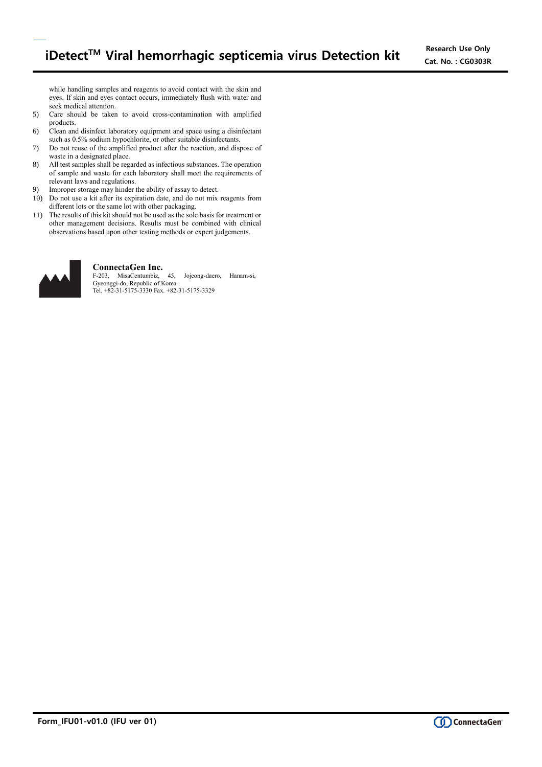while handling samples and reagents to avoid contact with the skin and eyes. If skin and eyes contact occurs, immediately flush with water and seek medical attention.

5) Care should be taken to avoid cross-contamination with amplified products.
6) Clean and disinfect laboratory equipment and space using a disinfectant such as 0.5% sodium hypochlorite, or other suitable disinfectants.
7) Do not reuse of the amplified product after the reaction, and dispose of waste in a designated place.
8) All test samples shall be regarded as infectious substances. The operation of sample and waste for each laboratory shall meet the requirements of relevant laws and regulations.
9) Improper storage may hinder the ability of assay to detect.
10) Do not use a kit after its expiration date, and do not mix reagents from different lots or the same lot with other packaging.
11) The results of this kit should not be used as the sole basis for treatment or other management decisions. Results must be combined with clinical observations based upon other testing methods or expert judgements.

**ConnectaGen Inc.**
F-203, MisaCentumbiz, 45, Jojeong-daero, Hanam-si, Gyeonggi-do, Republic of Korea
Tel. +82-31-5175-3330 Fax. +82-31-5175-3329